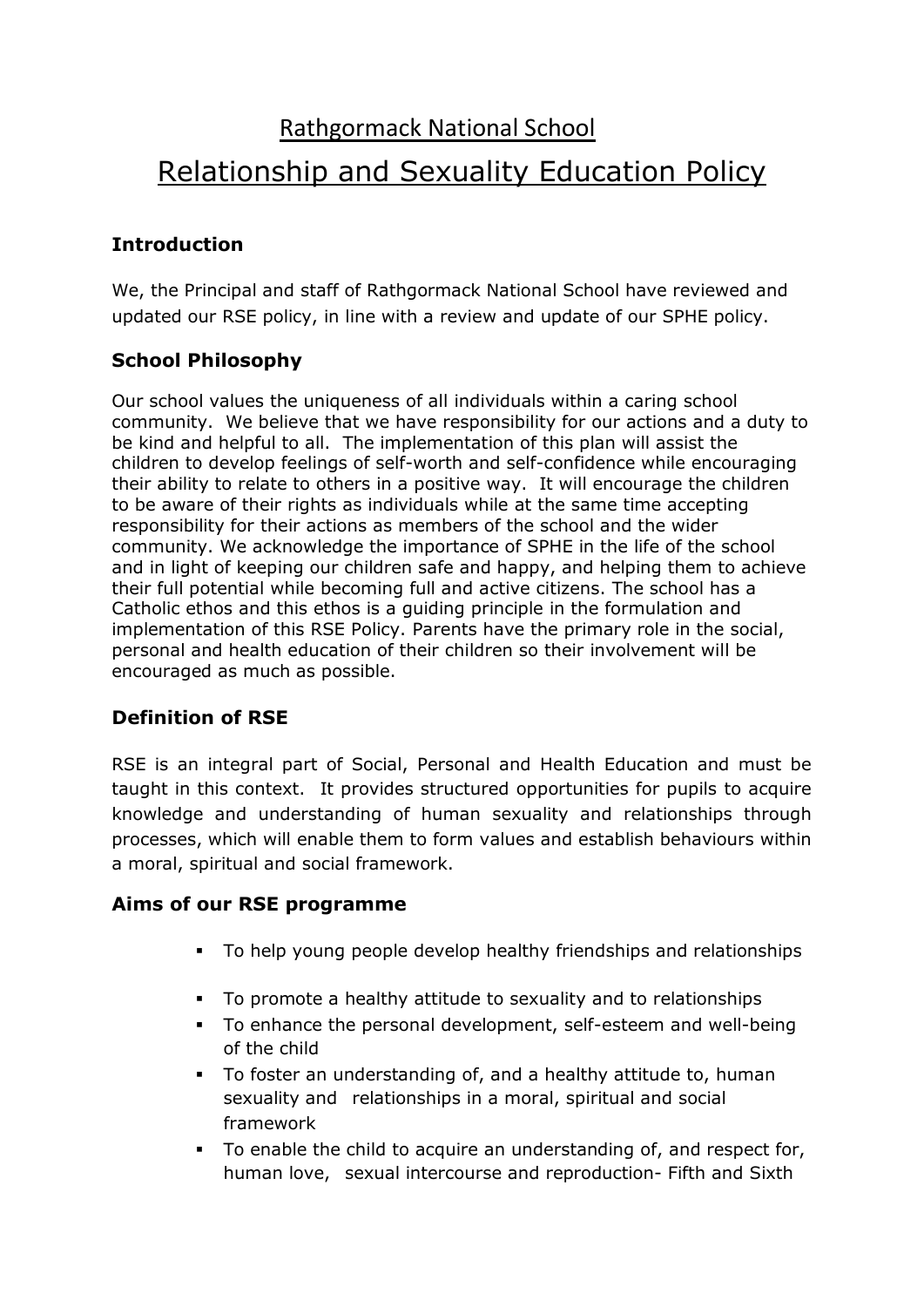# Rathgormack National School

# Relationship and Sexuality Education Policy

### Introduction

We, the Principal and staff of Rathgormack National School have reviewed and updated our RSE policy, in line with a review and update of our SPHE policy.

### School Philosophy

Our school values the uniqueness of all individuals within a caring school community. We believe that we have responsibility for our actions and a duty to be kind and helpful to all. The implementation of this plan will assist the children to develop feelings of self-worth and self-confidence while encouraging their ability to relate to others in a positive way. It will encourage the children to be aware of their rights as individuals while at the same time accepting responsibility for their actions as members of the school and the wider community. We acknowledge the importance of SPHE in the life of the school and in light of keeping our children safe and happy, and helping them to achieve their full potential while becoming full and active citizens. The school has a Catholic ethos and this ethos is a guiding principle in the formulation and implementation of this RSE Policy. Parents have the primary role in the social, personal and health education of their children so their involvement will be encouraged as much as possible.

### Definition of RSE

RSE is an integral part of Social, Personal and Health Education and must be taught in this context. It provides structured opportunities for pupils to acquire knowledge and understanding of human sexuality and relationships through processes, which will enable them to form values and establish behaviours within a moral, spiritual and social framework.

### Aims of our RSE programme

- To help young people develop healthy friendships and relationships
- To promote a healthy attitude to sexuality and to relationships
- To enhance the personal development, self-esteem and well-being of the child
- To foster an understanding of, and a healthy attitude to, human sexuality and relationships in a moral, spiritual and social framework
- To enable the child to acquire an understanding of, and respect for, human love, sexual intercourse and reproduction- Fifth and Sixth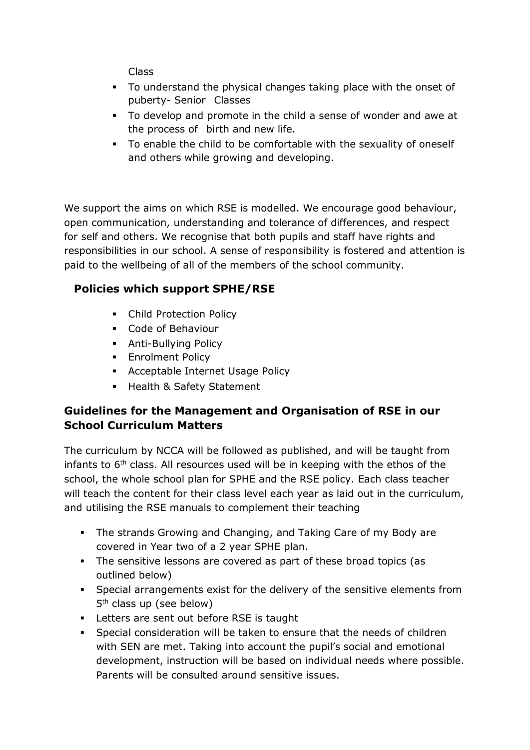Class

- To understand the physical changes taking place with the onset of puberty- Senior Classes
- To develop and promote in the child a sense of wonder and awe at the process of birth and new life.
- To enable the child to be comfortable with the sexuality of oneself and others while growing and developing.

We support the aims on which RSE is modelled. We encourage good behaviour, open communication, understanding and tolerance of differences, and respect for self and others. We recognise that both pupils and staff have rights and responsibilities in our school. A sense of responsibility is fostered and attention is paid to the wellbeing of all of the members of the school community.

## Policies which support SPHE/RSE

- Child Protection Policy
- Code of Behaviour
- Anti-Bullying Policy
- Enrolment Policy
- Acceptable Internet Usage Policy
- Health & Safety Statement

## Guidelines for the Management and Organisation of RSE in our School Curriculum Matters

The curriculum by NCCA will be followed as published, and will be taught from infants to 6th class. All resources used will be in keeping with the ethos of the school, the whole school plan for SPHE and the RSE policy. Each class teacher will teach the content for their class level each year as laid out in the curriculum, and utilising the RSE manuals to complement their teaching

- The strands Growing and Changing, and Taking Care of my Body are covered in Year two of a 2 year SPHE plan.
- The sensitive lessons are covered as part of these broad topics (as outlined below)
- Special arrangements exist for the delivery of the sensitive elements from 5th class up (see below)
- Letters are sent out before RSE is taught
- Special consideration will be taken to ensure that the needs of children with SEN are met. Taking into account the pupil's social and emotional development, instruction will be based on individual needs where possible. Parents will be consulted around sensitive issues.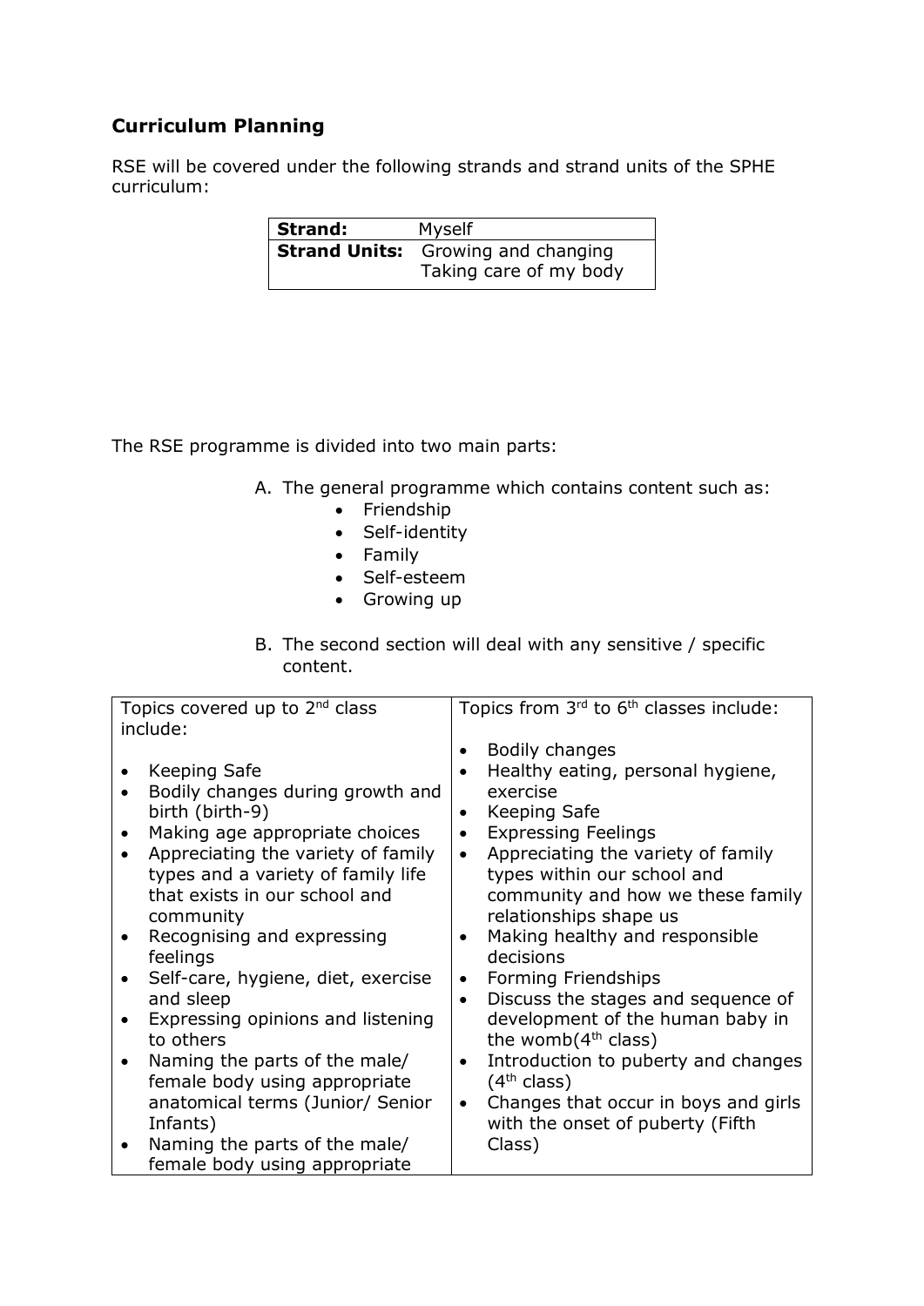## Curriculum Planning

RSE will be covered under the following strands and strand units of the SPHE curriculum:

| **Strand:** | Myself |
|---|---|
| **Strand Units:** | Growing and changing<br>Taking care of my body |

The RSE programme is divided into two main parts:

A. The general programme which contains content such as:
   - Friendship
   - Self-identity
   - Family
   - Self-esteem
   - Growing up

B. The second section will deal with any sensitive / specific content.

| Topics covered up to 2nd class include: | Topics from 3rd to 6th classes include: |
|---|---|
| • Keeping Safe<br>• Bodily changes during growth and birth (birth-9)<br>• Making age appropriate choices<br>• Appreciating the variety of family types and a variety of family life that exists in our school and community<br>• Recognising and expressing feelings<br>• Self-care, hygiene, diet, exercise and sleep<br>• Expressing opinions and listening to others<br>• Naming the parts of the male/ female body using appropriate anatomical terms (Junior/ Senior Infants)<br>• Naming the parts of the male/ female body using appropriate | • Bodily changes<br>• Healthy eating, personal hygiene, exercise<br>• Keeping Safe<br>• Expressing Feelings<br>• Appreciating the variety of family types within our school and community and how we these family relationships shape us<br>• Making healthy and responsible decisions<br>• Forming Friendships<br>• Discuss the stages and sequence of development of the human baby in the womb(4th class)<br>• Introduction to puberty and changes (4th class)<br>• Changes that occur in boys and girls with the onset of puberty (Fifth Class) |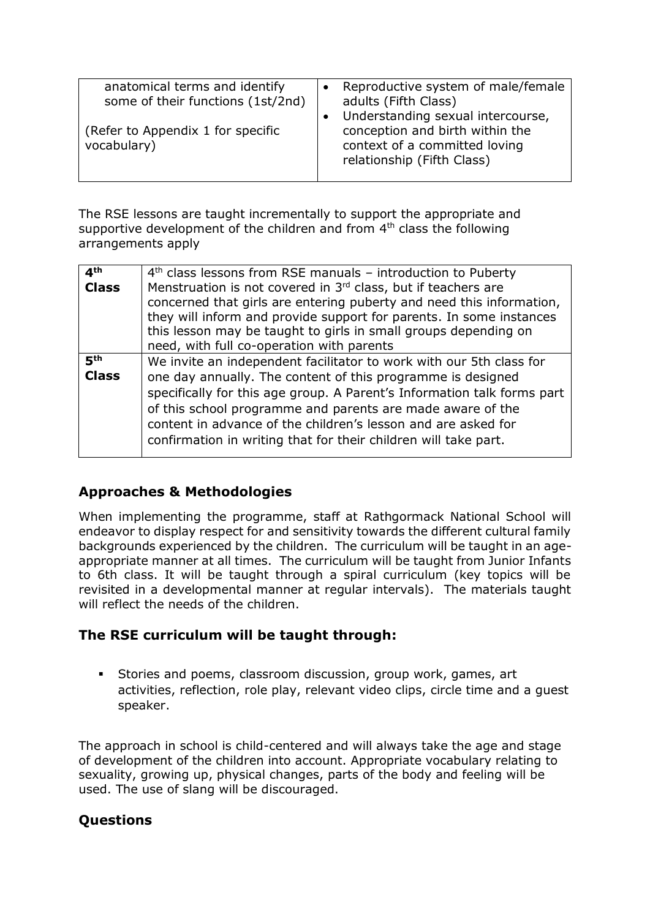| | |
|---|---|
| anatomical terms and identify some of their functions (1st/2nd)<br><br>(Refer to Appendix 1 for specific vocabulary) | • Reproductive system of male/female adults (Fifth Class)<br>• Understanding sexual intercourse, conception and birth within the context of a committed loving relationship (Fifth Class) |

The RSE lessons are taught incrementally to support the appropriate and supportive development of the children and from 4th class the following arrangements apply

| | |
|---|---|
| **4th Class** | 4th class lessons from RSE manuals – introduction to Puberty<br>Menstruation is not covered in 3rd class, but if teachers are concerned that girls are entering puberty and need this information, they will inform and provide support for parents. In some instances this lesson may be taught to girls in small groups depending on need, with full co-operation with parents |
| **5th Class** | We invite an independent facilitator to work with our 5th class for one day annually. The content of this programme is designed specifically for this age group. A Parent's Information talk forms part of this school programme and parents are made aware of the content in advance of the children's lesson and are asked for confirmation in writing that for their children will take part. |

## Approaches & Methodologies

When implementing the programme, staff at Rathgormack National School will endeavor to display respect for and sensitivity towards the different cultural family backgrounds experienced by the children. The curriculum will be taught in an age-appropriate manner at all times. The curriculum will be taught from Junior Infants to 6th class. It will be taught through a spiral curriculum (key topics will be revisited in a developmental manner at regular intervals). The materials taught will reflect the needs of the children.

## The RSE curriculum will be taught through:

- Stories and poems, classroom discussion, group work, games, art activities, reflection, role play, relevant video clips, circle time and a guest speaker.

The approach in school is child-centered and will always take the age and stage of development of the children into account. Appropriate vocabulary relating to sexuality, growing up, physical changes, parts of the body and feeling will be used. The use of slang will be discouraged.

## Questions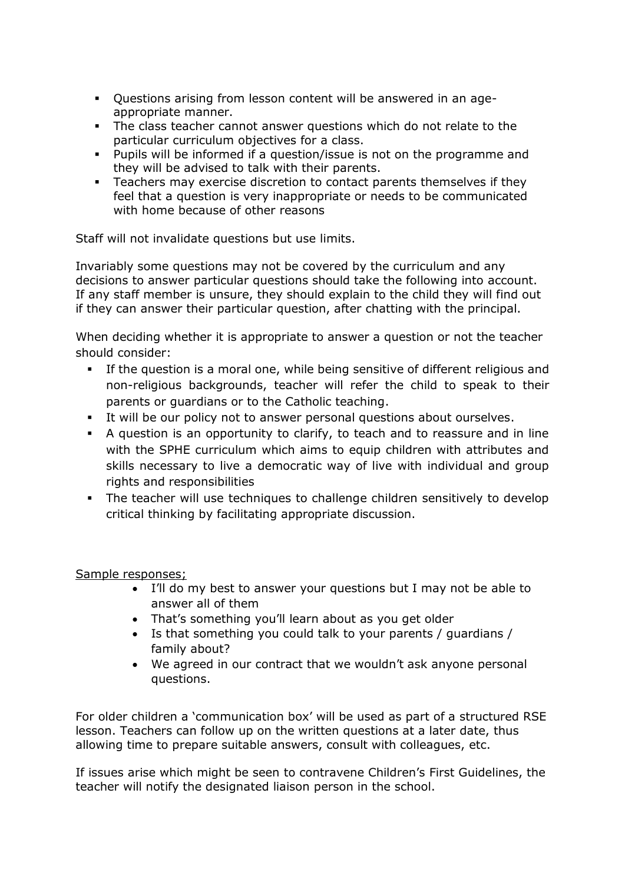- Questions arising from lesson content will be answered in an age-appropriate manner.
- The class teacher cannot answer questions which do not relate to the particular curriculum objectives for a class.
- Pupils will be informed if a question/issue is not on the programme and they will be advised to talk with their parents.
- Teachers may exercise discretion to contact parents themselves if they feel that a question is very inappropriate or needs to be communicated with home because of other reasons

Staff will not invalidate questions but use limits.

Invariably some questions may not be covered by the curriculum and any decisions to answer particular questions should take the following into account. If any staff member is unsure, they should explain to the child they will find out if they can answer their particular question, after chatting with the principal.

When deciding whether it is appropriate to answer a question or not the teacher should consider:

- If the question is a moral one, while being sensitive of different religious and non-religious backgrounds, teacher will refer the child to speak to their parents or guardians or to the Catholic teaching.
- It will be our policy not to answer personal questions about ourselves.
- A question is an opportunity to clarify, to teach and to reassure and in line with the SPHE curriculum which aims to equip children with attributes and skills necessary to live a democratic way of live with individual and group rights and responsibilities
- The teacher will use techniques to challenge children sensitively to develop critical thinking by facilitating appropriate discussion.

<u>Sample responses;</u>

- I'll do my best to answer your questions but I may not be able to answer all of them
- That's something you'll learn about as you get older
- Is that something you could talk to your parents / guardians / family about?
- We agreed in our contract that we wouldn't ask anyone personal questions.

For older children a 'communication box' will be used as part of a structured RSE lesson. Teachers can follow up on the written questions at a later date, thus allowing time to prepare suitable answers, consult with colleagues, etc.

If issues arise which might be seen to contravene Children's First Guidelines, the teacher will notify the designated liaison person in the school.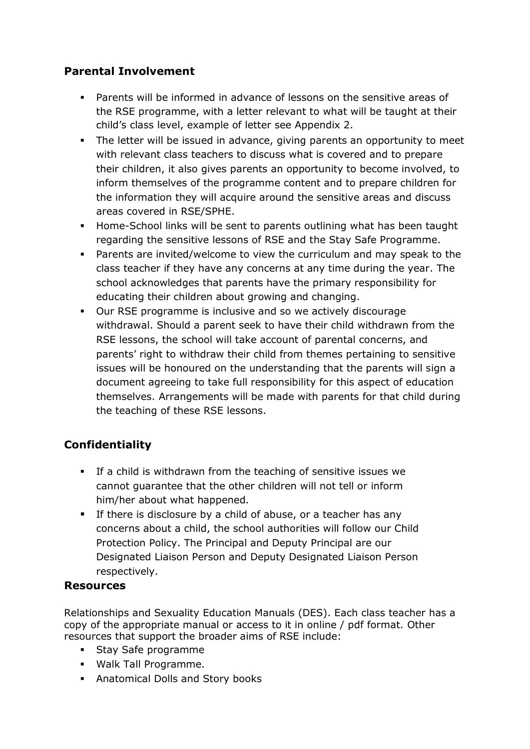## Parental Involvement

- Parents will be informed in advance of lessons on the sensitive areas of the RSE programme, with a letter relevant to what will be taught at their child's class level, example of letter see Appendix 2.
- The letter will be issued in advance, giving parents an opportunity to meet with relevant class teachers to discuss what is covered and to prepare their children, it also gives parents an opportunity to become involved, to inform themselves of the programme content and to prepare children for the information they will acquire around the sensitive areas and discuss areas covered in RSE/SPHE.
- Home-School links will be sent to parents outlining what has been taught regarding the sensitive lessons of RSE and the Stay Safe Programme.
- Parents are invited/welcome to view the curriculum and may speak to the class teacher if they have any concerns at any time during the year. The school acknowledges that parents have the primary responsibility for educating their children about growing and changing.
- Our RSE programme is inclusive and so we actively discourage withdrawal. Should a parent seek to have their child withdrawn from the RSE lessons, the school will take account of parental concerns, and parents' right to withdraw their child from themes pertaining to sensitive issues will be honoured on the understanding that the parents will sign a document agreeing to take full responsibility for this aspect of education themselves. Arrangements will be made with parents for that child during the teaching of these RSE lessons.

## Confidentiality

- If a child is withdrawn from the teaching of sensitive issues we cannot guarantee that the other children will not tell or inform him/her about what happened.
- If there is disclosure by a child of abuse, or a teacher has any concerns about a child, the school authorities will follow our Child Protection Policy. The Principal and Deputy Principal are our Designated Liaison Person and Deputy Designated Liaison Person respectively.

## Resources

Relationships and Sexuality Education Manuals (DES). Each class teacher has a copy of the appropriate manual or access to it in online / pdf format. Other resources that support the broader aims of RSE include:

- Stay Safe programme
- Walk Tall Programme.
- Anatomical Dolls and Story books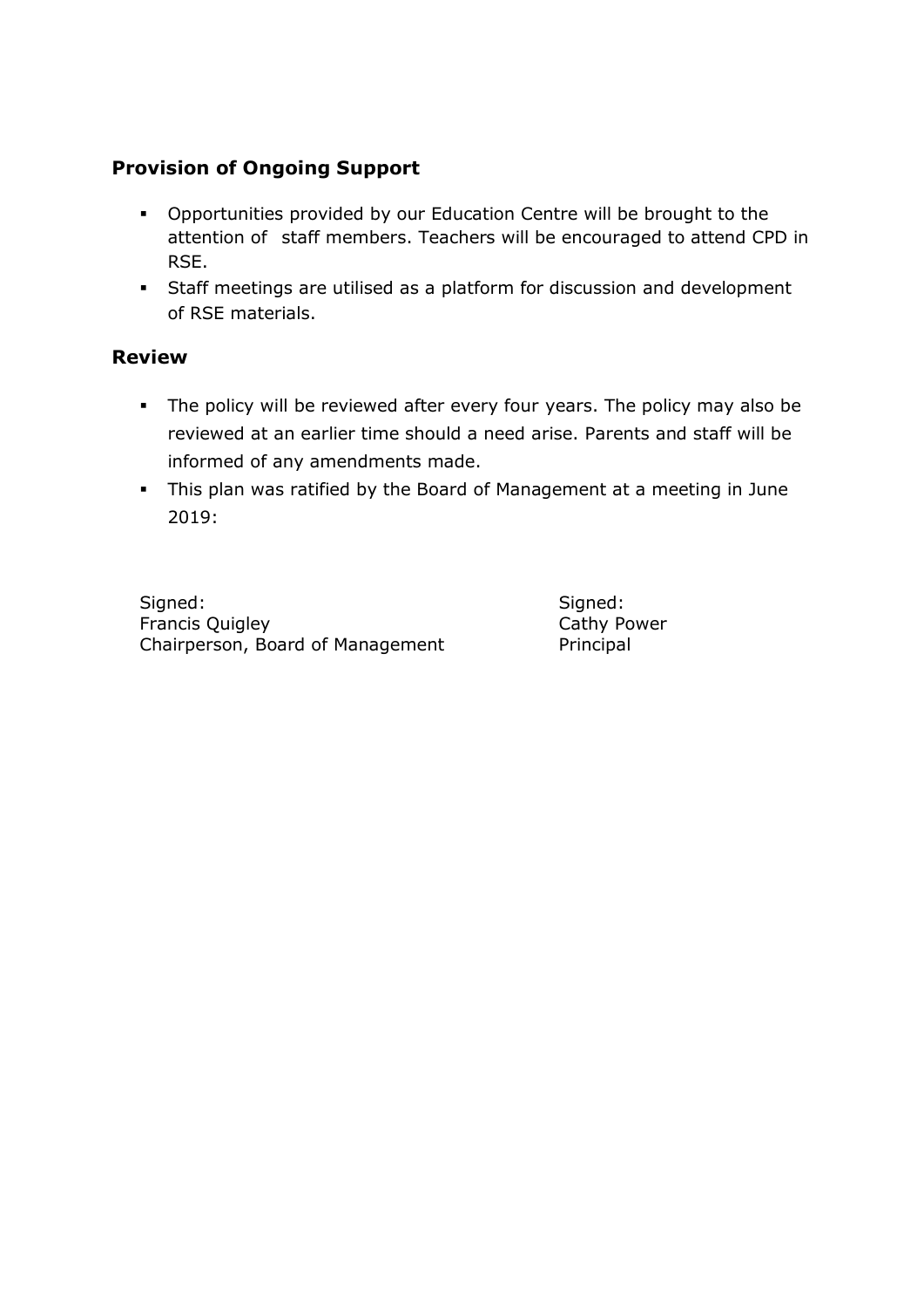## Provision of Ongoing Support

- Opportunities provided by our Education Centre will be brought to the attention of staff members. Teachers will be encouraged to attend CPD in RSE.
- Staff meetings are utilised as a platform for discussion and development of RSE materials.

## Review

- The policy will be reviewed after every four years. The policy may also be reviewed at an earlier time should a need arise. Parents and staff will be informed of any amendments made.
- This plan was ratified by the Board of Management at a meeting in June 2019:

Signed:
Francis Quigley
Chairperson, Board of Management

Signed:
Cathy Power
Principal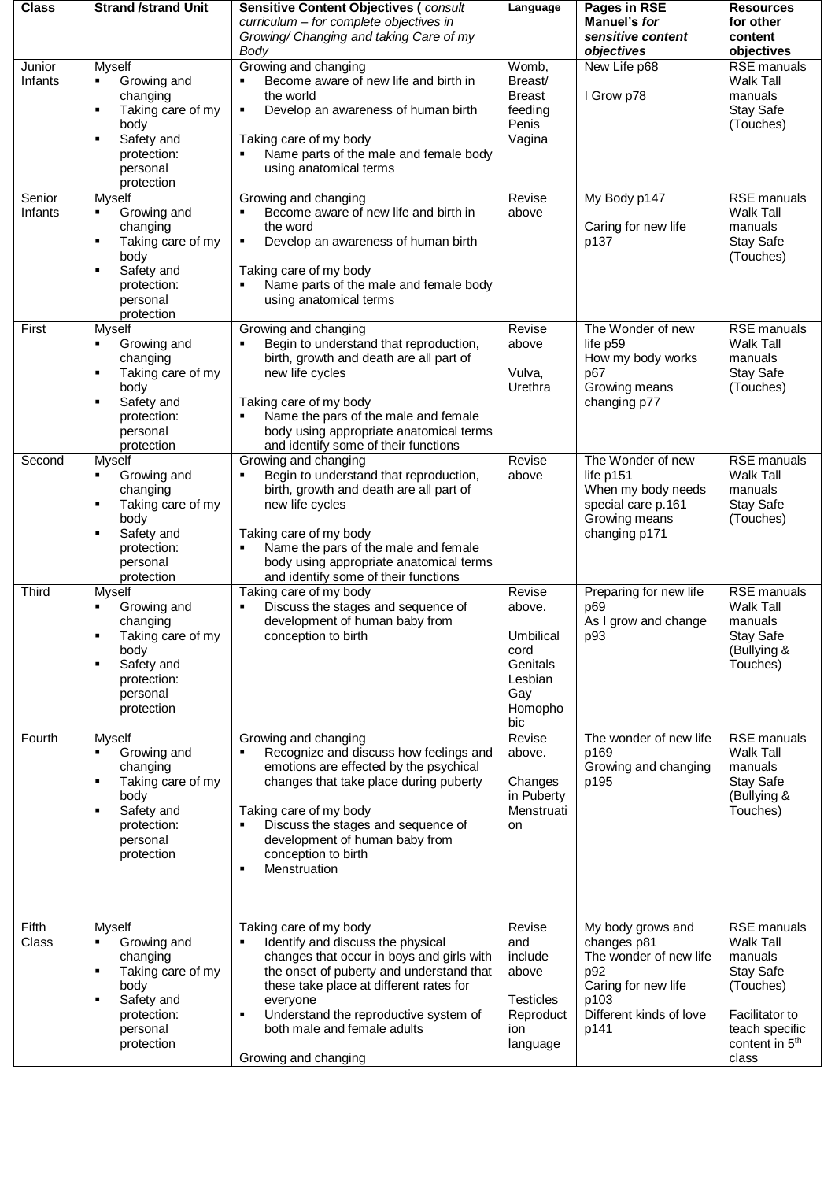| Class | Strand /strand Unit | Sensitive Content Objectives ( *consult curriculum – for complete objectives in Growing/ Changing and taking Care of my Body* | Language | Pages in RSE Manuel's *for sensitive content objectives* | Resources for other content objectives |
|---|---|---|---|---|---|
| Junior Infants | Myself<br>▪ Growing and changing<br>▪ Taking care of my body<br>▪ Safety and protection: personal protection | Growing and changing<br>▪ Become aware of new life and birth in the world<br>▪ Develop an awareness of human birth<br><br>Taking care of my body<br>▪ Name parts of the male and female body using anatomical terms | Womb, Breast/ Breast feeding Penis Vagina | New Life p68<br><br>I Grow p78 | RSE manuals Walk Tall manuals Stay Safe (Touches) |
| Senior Infants | Myself<br>▪ Growing and changing<br>▪ Taking care of my body<br>▪ Safety and protection: personal protection | Growing and changing<br>▪ Become aware of new life and birth in the word<br>▪ Develop an awareness of human birth<br><br>Taking care of my body<br>▪ Name parts of the male and female body using anatomical terms | Revise above | My Body p147<br><br>Caring for new life p137 | RSE manuals Walk Tall manuals Stay Safe (Touches) |
| First | Myself<br>▪ Growing and changing<br>▪ Taking care of my body<br>▪ Safety and protection: personal protection | Growing and changing<br>▪ Begin to understand that reproduction, birth, growth and death are all part of new life cycles<br><br>Taking care of my body<br>▪ Name the pars of the male and female body using appropriate anatomical terms and identify some of their functions | Revise above<br><br>Vulva, Urethra | The Wonder of new life p59<br>How my body works p67<br>Growing means changing p77 | RSE manuals Walk Tall manuals Stay Safe (Touches) |
| Second | Myself<br>▪ Growing and changing<br>▪ Taking care of my body<br>▪ Safety and protection: personal protection | Growing and changing<br>▪ Begin to understand that reproduction, birth, growth and death are all part of new life cycles<br><br>Taking care of my body<br>▪ Name the pars of the male and female body using appropriate anatomical terms and identify some of their functions | Revise above | The Wonder of new life p151<br>When my body needs special care p.161<br>Growing means changing p171 | RSE manuals Walk Tall manuals Stay Safe (Touches) |
| Third | Myself<br>▪ Growing and changing<br>▪ Taking care of my body<br>▪ Safety and protection: personal protection | Taking care of my body<br>▪ Discuss the stages and sequence of development of human baby from conception to birth | Revise above.<br><br>Umbilical cord Genitals Lesbian Gay Homophobic | Preparing for new life p69<br>As I grow and change p93 | RSE manuals Walk Tall manuals Stay Safe (Bullying & Touches) |
| Fourth | Myself<br>▪ Growing and changing<br>▪ Taking care of my body<br>▪ Safety and protection: personal protection | Growing and changing<br>▪ Recognize and discuss how feelings and emotions are effected by the psychical changes that take place during puberty<br><br>Taking care of my body<br>▪ Discuss the stages and sequence of development of human baby from conception to birth<br>▪ Menstruation | Revise above.<br><br>Changes in Puberty Menstruation | The wonder of new life p169<br>Growing and changing p195 | RSE manuals Walk Tall manuals Stay Safe (Bullying & Touches) |
| Fifth Class | Myself<br>▪ Growing and changing<br>▪ Taking care of my body<br>▪ Safety and protection: personal protection | Taking care of my body<br>▪ Identify and discuss the physical changes that occur in boys and girls with the onset of puberty and understand that these take place at different rates for everyone<br>▪ Understand the reproductive system of both male and female adults<br><br>Growing and changing | Revise and include above<br><br>Testicles Reproduction language | My body grows and changes p81<br>The wonder of new life p92<br>Caring for new life p103<br>Different kinds of love p141 | RSE manuals Walk Tall manuals Stay Safe (Touches)<br><br>Facilitator to teach specific content in 5th class |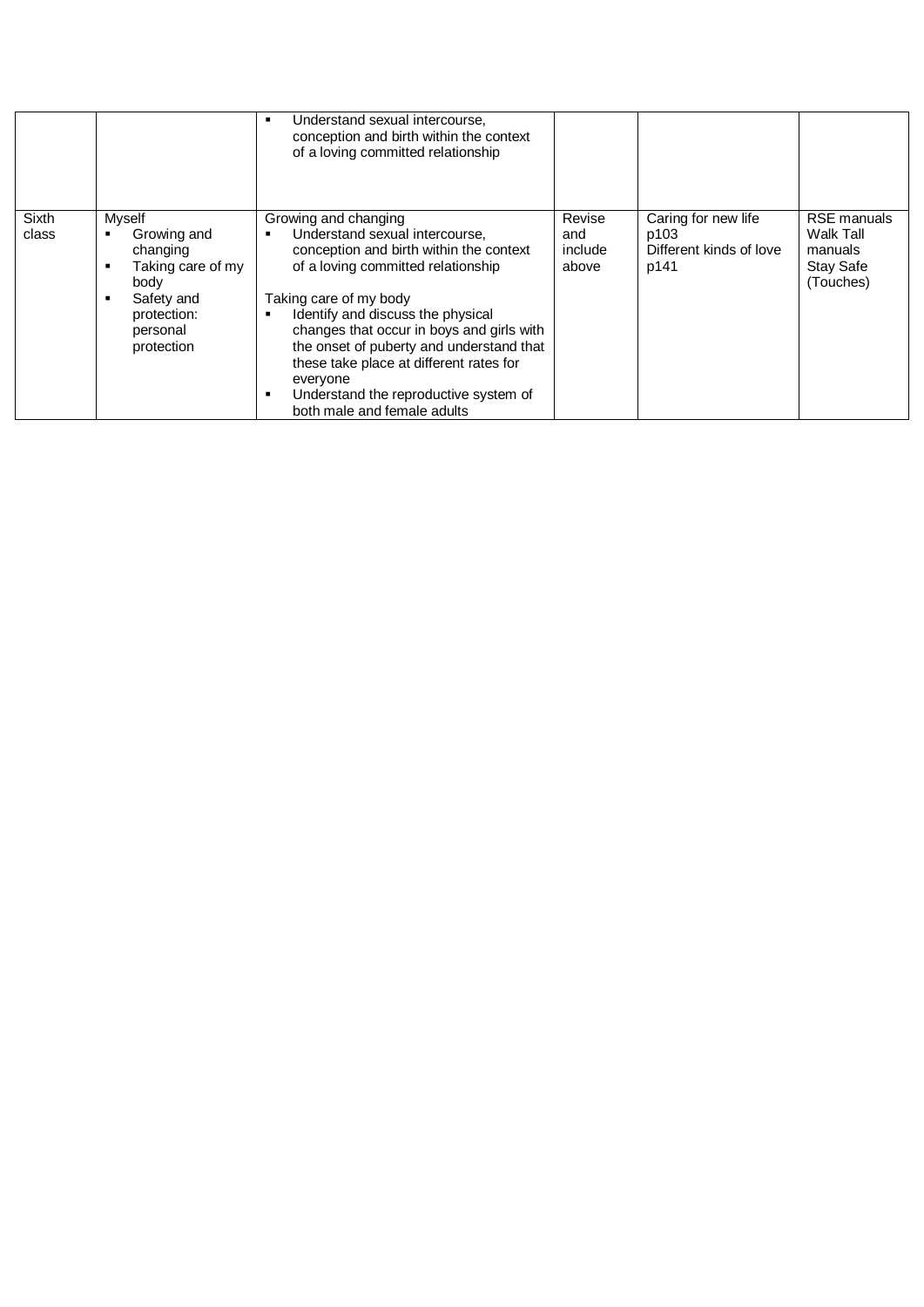| | | | | | |
|---|---|---|---|---|---|
| | | ▪ Understand sexual intercourse, conception and birth within the context of a loving committed relationship | | | |
| Sixth class | Myself<br>▪ Growing and changing<br>▪ Taking care of my body<br>▪ Safety and protection: personal protection | Growing and changing<br>▪ Understand sexual intercourse, conception and birth within the context of a loving committed relationship<br><br>Taking care of my body<br>▪ Identify and discuss the physical changes that occur in boys and girls with the onset of puberty and understand that these take place at different rates for everyone<br>▪ Understand the reproductive system of both male and female adults | Revise and include above | Caring for new life p103<br>Different kinds of love p141 | RSE manuals<br>Walk Tall manuals<br>Stay Safe (Touches) |